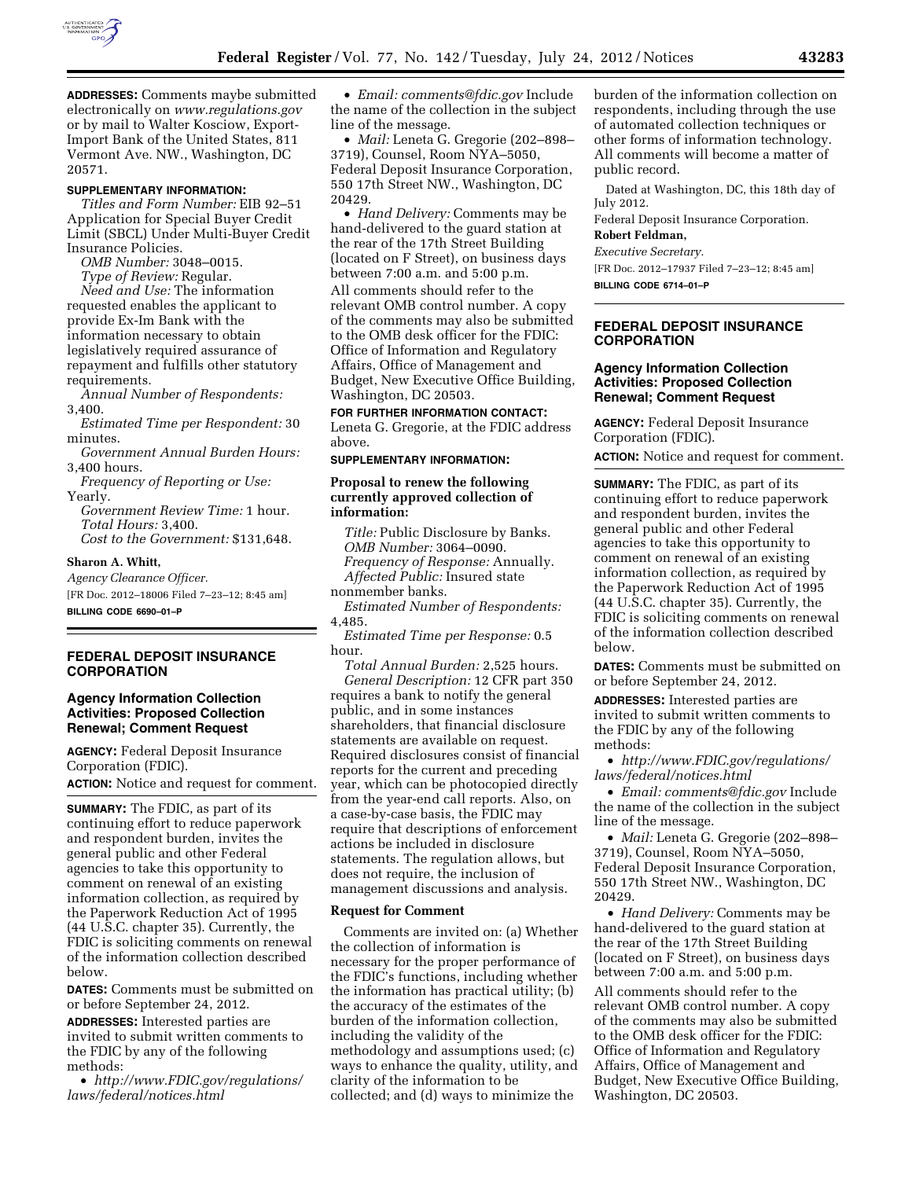**ADDRESSES:** Comments maybe submitted electronically on *www.regulations.gov* or by mail to Walter Kosciow, Export-Import Bank of the United States, 811 Vermont Ave. NW., Washington, DC 20571.

**SUPPLEMENTARY INFORMATION:**

*Titles and Form Number:* EIB 92–51 Application for Special Buyer Credit Limit (SBCL) Under Multi-Buyer Credit Insurance Policies.

*OMB Number:* 3048–0015.

*Type of Review:* Regular.

*Need and Use:* The information requested enables the applicant to provide Ex-Im Bank with the information necessary to obtain legislatively required assurance of repayment and fulfills other statutory requirements.

*Annual Number of Respondents:* 3,400.

*Estimated Time per Respondent:* 30 minutes.

*Government Annual Burden Hours:* 3,400 hours.

*Frequency of Reporting or Use:* Yearly.

*Government Review Time:* 1 hour.

*Total Hours:* 3,400.

*Cost to the Government:* $131,648.

**Sharon A. Whitt,**

*Agency Clearance Officer.*

[FR Doc. 2012–18006 Filed 7–23–12; 8:45 am]

**BILLING CODE 6690–01–P**

## FEDERAL DEPOSIT INSURANCE CORPORATION

### Agency Information Collection Activities: Proposed Collection Renewal; Comment Request

**AGENCY:** Federal Deposit Insurance Corporation (FDIC).

**ACTION:** Notice and request for comment.

**SUMMARY:** The FDIC, as part of its continuing effort to reduce paperwork and respondent burden, invites the general public and other Federal agencies to take this opportunity to comment on renewal of an existing information collection, as required by the Paperwork Reduction Act of 1995 (44 U.S.C. chapter 35). Currently, the FDIC is soliciting comments on renewal of the information collection described below.

**DATES:** Comments must be submitted on or before September 24, 2012.

**ADDRESSES:** Interested parties are invited to submit written comments to the FDIC by any of the following methods:

- *http://www.FDIC.gov/regulations/laws/federal/notices.html*
- *Email: comments@fdic.gov* Include the name of the collection in the subject line of the message.
- *Mail:* Leneta G. Gregorie (202–898–3719), Counsel, Room NYA–5050, Federal Deposit Insurance Corporation, 550 17th Street NW., Washington, DC 20429.
- *Hand Delivery:* Comments may be hand-delivered to the guard station at the rear of the 17th Street Building (located on F Street), on business days between 7:00 a.m. and 5:00 p.m.

All comments should refer to the relevant OMB control number. A copy of the comments may also be submitted to the OMB desk officer for the FDIC: Office of Information and Regulatory Affairs, Office of Management and Budget, New Executive Office Building, Washington, DC 20503.

**FOR FURTHER INFORMATION CONTACT:** Leneta G. Gregorie, at the FDIC address above.

**SUPPLEMENTARY INFORMATION:**

**Proposal to renew the following currently approved collection of information:**

*Title:* Public Disclosure by Banks.

*OMB Number:* 3064–0090.

*Frequency of Response:* Annually.

*Affected Public:* Insured state nonmember banks.

*Estimated Number of Respondents:* 4,485.

*Estimated Time per Response:* 0.5 hour.

*Total Annual Burden:* 2,525 hours.

*General Description:* 12 CFR part 350 requires a bank to notify the general public, and in some instances shareholders, that financial disclosure statements are available on request. Required disclosures consist of financial reports for the current and preceding year, which can be photocopied directly from the year-end call reports. Also, on a case-by-case basis, the FDIC may require that descriptions of enforcement actions be included in disclosure statements. The regulation allows, but does not require, the inclusion of management discussions and analysis.

**Request for Comment**

Comments are invited on: (a) Whether the collection of information is necessary for the proper performance of the FDIC's functions, including whether the information has practical utility; (b) the accuracy of the estimates of the burden of the information collection, including the validity of the methodology and assumptions used; (c) ways to enhance the quality, utility, and clarity of the information to be collected; and (d) ways to minimize the burden of the information collection on respondents, including through the use of automated collection techniques or other forms of information technology. All comments will become a matter of public record.

Dated at Washington, DC, this 18th day of July 2012.

Federal Deposit Insurance Corporation.

**Robert Feldman,**

*Executive Secretary.*

[FR Doc. 2012–17937 Filed 7–23–12; 8:45 am]

**BILLING CODE 6714–01–P**

## FEDERAL DEPOSIT INSURANCE CORPORATION

### Agency Information Collection Activities: Proposed Collection Renewal; Comment Request

**AGENCY:** Federal Deposit Insurance Corporation (FDIC).

**ACTION:** Notice and request for comment.

**SUMMARY:** The FDIC, as part of its continuing effort to reduce paperwork and respondent burden, invites the general public and other Federal agencies to take this opportunity to comment on renewal of an existing information collection, as required by the Paperwork Reduction Act of 1995 (44 U.S.C. chapter 35). Currently, the FDIC is soliciting comments on renewal of the information collection described below.

**DATES:** Comments must be submitted on or before September 24, 2012.

**ADDRESSES:** Interested parties are invited to submit written comments to the FDIC by any of the following methods:

- *http://www.FDIC.gov/regulations/laws/federal/notices.html*
- *Email: comments@fdic.gov* Include the name of the collection in the subject line of the message.
- *Mail:* Leneta G. Gregorie (202–898–3719), Counsel, Room NYA–5050, Federal Deposit Insurance Corporation, 550 17th Street NW., Washington, DC 20429.
- *Hand Delivery:* Comments may be hand-delivered to the guard station at the rear of the 17th Street Building (located on F Street), on business days between 7:00 a.m. and 5:00 p.m.

All comments should refer to the relevant OMB control number. A copy of the comments may also be submitted to the OMB desk officer for the FDIC: Office of Information and Regulatory Affairs, Office of Management and Budget, New Executive Office Building, Washington, DC 20503.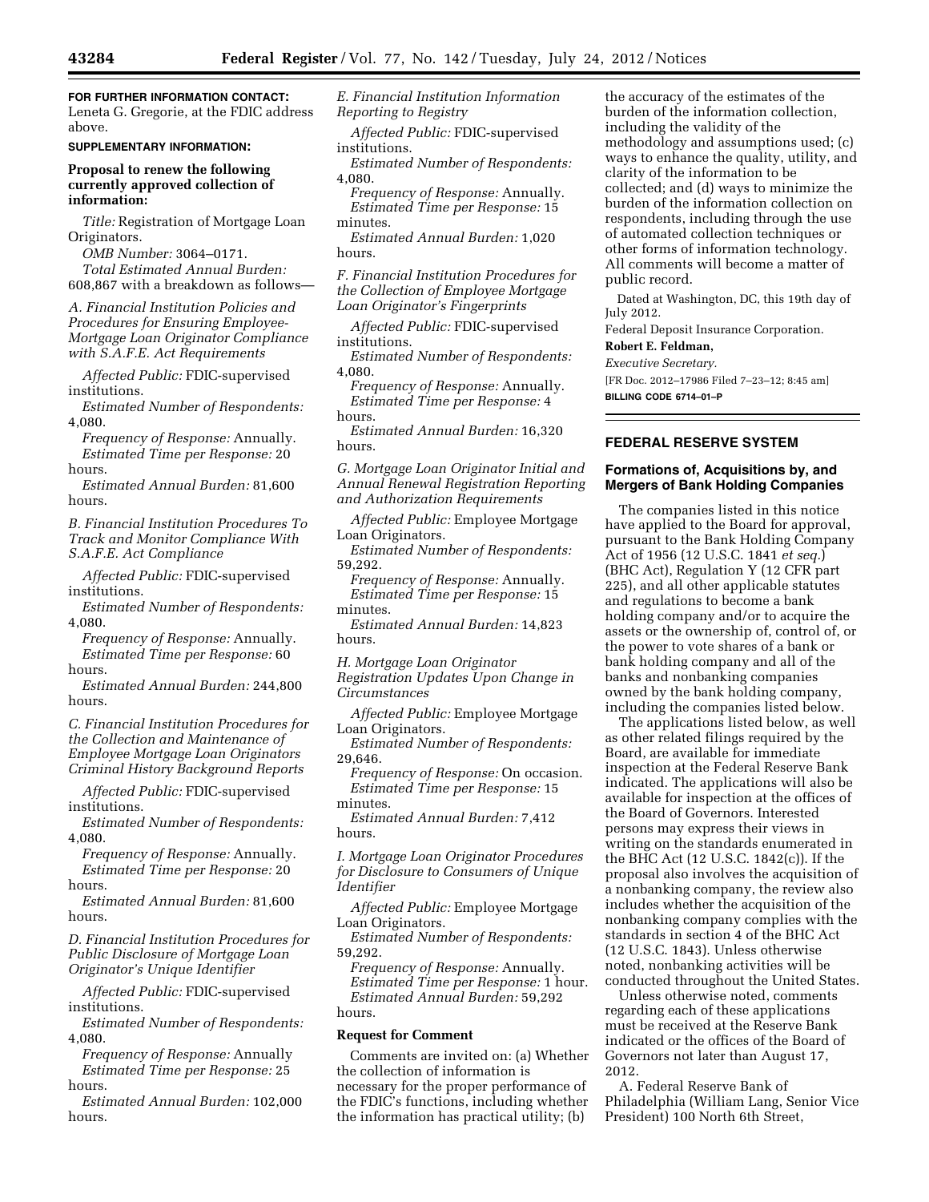**FOR FURTHER INFORMATION CONTACT:** Leneta G. Gregorie, at the FDIC address above.

**SUPPLEMENTARY INFORMATION:**

**Proposal to renew the following currently approved collection of information:**

*Title:* Registration of Mortgage Loan Originators.

*OMB Number:* 3064–0171.

*Total Estimated Annual Burden:* 608,867 with a breakdown as follows—

*A. Financial Institution Policies and Procedures for Ensuring Employee-Mortgage Loan Originator Compliance with S.A.F.E. Act Requirements*

*Affected Public:* FDIC-supervised institutions.

*Estimated Number of Respondents:* 4,080.

*Frequency of Response:* Annually.

*Estimated Time per Response:* 20 hours.

*Estimated Annual Burden:* 81,600 hours.

*B. Financial Institution Procedures To Track and Monitor Compliance With S.A.F.E. Act Compliance*

*Affected Public:* FDIC-supervised institutions.

*Estimated Number of Respondents:* 4,080.

*Frequency of Response:* Annually.

*Estimated Time per Response:* 60 hours.

*Estimated Annual Burden:* 244,800 hours.

*C. Financial Institution Procedures for the Collection and Maintenance of Employee Mortgage Loan Originators Criminal History Background Reports*

*Affected Public:* FDIC-supervised institutions.

*Estimated Number of Respondents:* 4,080.

*Frequency of Response:* Annually.

*Estimated Time per Response:* 20 hours.

*Estimated Annual Burden:* 81,600 hours.

*D. Financial Institution Procedures for Public Disclosure of Mortgage Loan Originator's Unique Identifier*

*Affected Public:* FDIC-supervised institutions.

*Estimated Number of Respondents:* 4,080.

*Frequency of Response:* Annually

*Estimated Time per Response:* 25 hours.

*Estimated Annual Burden:* 102,000 hours.

*E. Financial Institution Information Reporting to Registry*

*Affected Public:* FDIC-supervised institutions.

*Estimated Number of Respondents:* 4,080.

*Frequency of Response:* Annually.

*Estimated Time per Response:* 15 minutes.

*Estimated Annual Burden:* 1,020 hours.

*F. Financial Institution Procedures for the Collection of Employee Mortgage Loan Originator's Fingerprints*

*Affected Public:* FDIC-supervised institutions.

*Estimated Number of Respondents:* 4,080.

*Frequency of Response:* Annually.

*Estimated Time per Response:* 4 hours.

*Estimated Annual Burden:* 16,320 hours.

*G. Mortgage Loan Originator Initial and Annual Renewal Registration Reporting and Authorization Requirements*

*Affected Public:* Employee Mortgage Loan Originators.

*Estimated Number of Respondents:* 59,292.

*Frequency of Response:* Annually.

*Estimated Time per Response:* 15 minutes.

*Estimated Annual Burden:* 14,823 hours.

*H. Mortgage Loan Originator Registration Updates Upon Change in Circumstances*

*Affected Public:* Employee Mortgage Loan Originators.

*Estimated Number of Respondents:* 29,646.

*Frequency of Response:* On occasion.

*Estimated Time per Response:* 15 minutes.

*Estimated Annual Burden:* 7,412 hours.

*I. Mortgage Loan Originator Procedures for Disclosure to Consumers of Unique Identifier*

*Affected Public:* Employee Mortgage Loan Originators.

*Estimated Number of Respondents:* 59,292.

*Frequency of Response:* Annually.

*Estimated Time per Response:* 1 hour.

*Estimated Annual Burden:* 59,292 hours.

**Request for Comment**

Comments are invited on: (a) Whether the collection of information is necessary for the proper performance of the FDIC's functions, including whether the information has practical utility; (b) the accuracy of the estimates of the burden of the information collection, including the validity of the methodology and assumptions used; (c) ways to enhance the quality, utility, and clarity of the information to be collected; and (d) ways to minimize the burden of the information collection on respondents, including through the use of automated collection techniques or other forms of information technology. All comments will become a matter of public record.

Dated at Washington, DC, this 19th day of July 2012.

Federal Deposit Insurance Corporation.

**Robert E. Feldman,**

*Executive Secretary.*

[FR Doc. 2012–17986 Filed 7–23–12; 8:45 am]

**BILLING CODE 6714–01–P**

## FEDERAL RESERVE SYSTEM

### Formations of, Acquisitions by, and Mergers of Bank Holding Companies

The companies listed in this notice have applied to the Board for approval, pursuant to the Bank Holding Company Act of 1956 (12 U.S.C. 1841 *et seq.*) (BHC Act), Regulation Y (12 CFR part 225), and all other applicable statutes and regulations to become a bank holding company and/or to acquire the assets or the ownership of, control of, or the power to vote shares of a bank or bank holding company and all of the banks and nonbanking companies owned by the bank holding company, including the companies listed below.

The applications listed below, as well as other related filings required by the Board, are available for immediate inspection at the Federal Reserve Bank indicated. The applications will also be available for inspection at the offices of the Board of Governors. Interested persons may express their views in writing on the standards enumerated in the BHC Act (12 U.S.C. 1842(c)). If the proposal also involves the acquisition of a nonbanking company, the review also includes whether the acquisition of the nonbanking company complies with the standards in section 4 of the BHC Act (12 U.S.C. 1843). Unless otherwise noted, nonbanking activities will be conducted throughout the United States.

Unless otherwise noted, comments regarding each of these applications must be received at the Reserve Bank indicated or the offices of the Board of Governors not later than August 17, 2012.

A. Federal Reserve Bank of Philadelphia (William Lang, Senior Vice President) 100 North 6th Street,